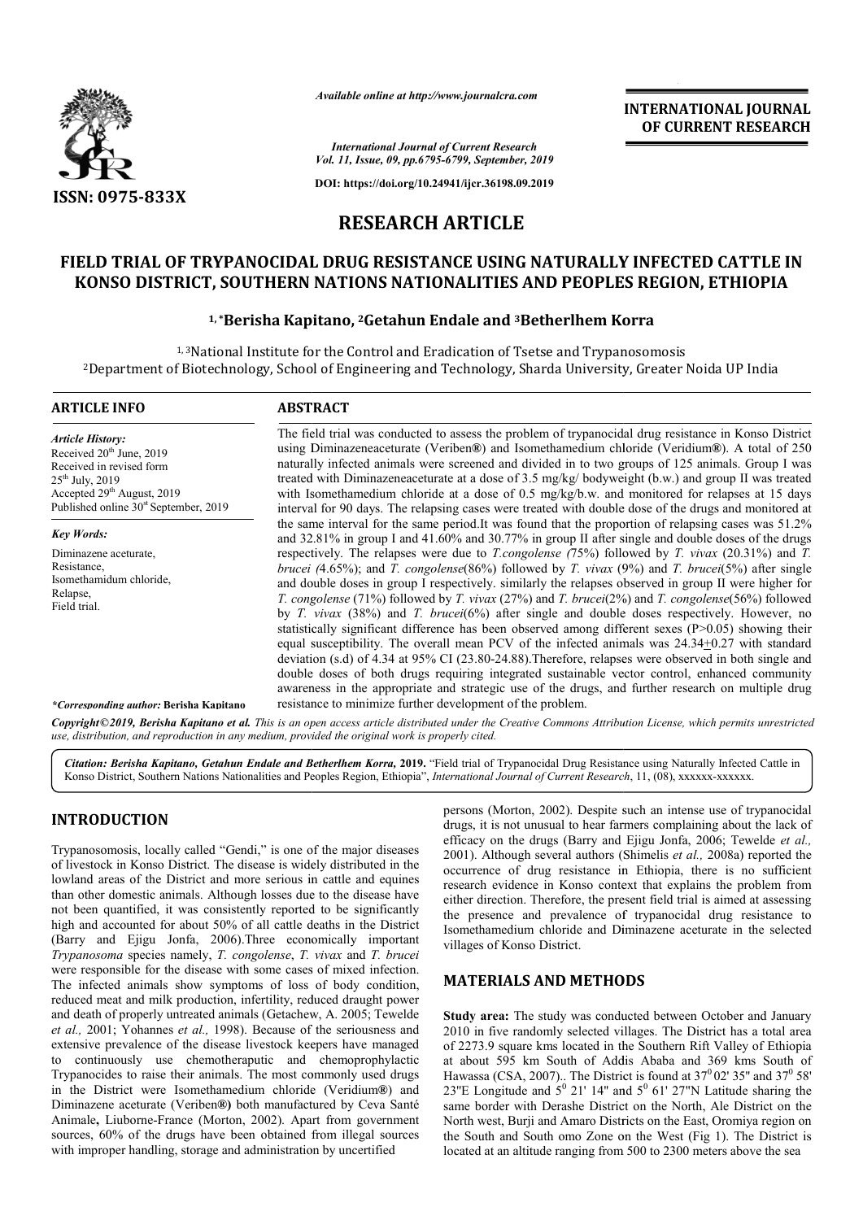# RESEARCH ARTICLE

# FIELD TRIAL OF TRYPANOCIDAL DRUG RESISTANCE USING NATURALLY INFECTED CATTLE IN KONSO DISTRICT, SOUTHERN NATIONS NATIONALITIES AND PEOPLES REGION, ETHIOPIA

**[1,*]Berisha Kapitano, [2]Getahun Endale and [3]Betherlhem Korra**

[1,3]National Institute for the Control and Eradication of Tsetse and Trypanosomosis

[2]Department of Biotechnology, School of Engineering and Technology, Sharda University, Greater Noida UP India

**ARTICLE INFO**

*Article History:*

Received 20th June, 2019

Received in revised form 25th July, 2019

Accepted 29th August, 2019

Published online 30st September, 2019

*Key Words:*

Diminazene aceturate, Resistance, Isomethamidum chloride, Relapse, Field trial.

*\*Corresponding author:* **Berisha Kapitano**

**ABSTRACT**

The field trial was conducted to assess the problem of trypanocidal drug resistance in Konso District using Diminazeneaceturate (Veriben®) and Isomethamedium chloride (Veridium®). A total of 250 naturally infected animals were screened and divided in to two groups of 125 animals. Group I was treated with Diminazeneaceturate at a dose of 3.5 mg/kg/ bodyweight (b.w.) and group II was treated with Isomethamedium chloride at a dose of 0.5 mg/kg/b.w. and monitored for relapses at 15 days interval for 90 days. The relapsing cases were treated with double dose of the drugs and monitored at the same interval for the same period.It was found that the proportion of relapsing cases was 51.2% and 32.81% in group I and 41.60% and 30.77% in group II after single and double doses of the drugs respectively. The relapses were due to *T.congolense (*75%) followed by *T. vivax* (20.31%) and *T. brucei (*4.65%); and *T. congolense*(86%) followed by *T. vivax* (9%) and *T. brucei*(5%) after single and double doses in group I respectively. similarly the relapses observed in group II were higher for *T. congolense* (71%) followed by *T. vivax* (27%) and *T. brucei*(2%) and *T. congolense*(56%) followed by *T. vivax* (38%) and *T. brucei*(6%) after single and double doses respectively. However, no statistically significant difference has been observed among different sexes (P>0.05) showing their equal susceptibility. The overall mean PCV of the infected animals was 24.34±0.27 with standard deviation (s.d) of 4.34 at 95% CI (23.80-24.88).Therefore, relapses were observed in both single and double doses of both drugs requiring integrated sustainable vector control, enhanced community awareness in the appropriate and strategic use of the drugs, and further research on multiple drug resistance to minimize further development of the problem.

*Copyright©2019, Berisha Kapitano et al. This is an open access article distributed under the Creative Commons Attribution License, which permits unrestricted use, distribution, and reproduction in any medium, provided the original work is properly cited.*

***Citation:** Berisha Kapitano, Getahun Endale and Betherlhem Korra,* **2019.** "Field trial of Trypanocidal Drug Resistance using Naturally Infected Cattle in Konso District, Southern Nations Nationalities and Peoples Region, Ethiopia", *International Journal of Current Research*, 11, (08), xxxxxx-xxxxxx.

## INTRODUCTION

Trypanosomosis, locally called "Gendi," is one of the major diseases of livestock in Konso District. The disease is widely distributed in the lowland areas of the District and more serious in cattle and equines than other domestic animals. Although losses due to the disease have not been quantified, it was consistently reported to be significantly high and accounted for about 50% of all cattle deaths in the District (Barry and Ejigu Jonfa, 2006).Three economically important *Trypanosoma* species namely, *T. congolense*, *T. vivax* and *T. brucei* were responsible for the disease with some cases of mixed infection. The infected animals show symptoms of loss of body condition, reduced meat and milk production, infertility, reduced draught power and death of properly untreated animals (Getachew, A. 2005; Tewelde *et al.,* 2001; Yohannes *et al.,* 1998). Because of the seriousness and extensive prevalence of the disease livestock keepers have managed to continuously use chemotheraputic and chemoprophylactic Trypanocides to raise their animals. The most commonly used drugs in the District were Isomethamedium chloride (Veridium®) and Diminazene aceturate (Veriben®) both manufactured by Ceva Santé Animale, Liuborne-France (Morton, 2002). Apart from government sources, 60% of the drugs have been obtained from illegal sources with improper handling, storage and administration by uncertified persons (Morton, 2002). Despite such an intense use of trypanocidal drugs, it is not unusual to hear farmers complaining about the lack of efficacy on the drugs (Barry and Ejigu Jonfa, 2006; Tewelde *et al.,* 2001). Although several authors (Shimelis *et al.,* 2008a) reported the occurrence of drug resistance in Ethiopia, there is no sufficient research evidence in Konso context that explains the problem from either direction. Therefore, the present field trial is aimed at assessing the presence and prevalence of trypanocidal drug resistance to Isomethamedium chloride and Diminazene aceturate in the selected villages of Konso District.

## MATERIALS AND METHODS

**Study area:** The study was conducted between October and January 2010 in five randomly selected villages. The District has a total area of 2273.9 square kms located in the Southern Rift Valley of Ethiopia at about 595 km South of Addis Ababa and 369 kms South of Hawassa (CSA, 2007).. The District is found at $37^0$ 02' 35" and $37^0$ 58' 23"E Longitude and $5^0$ 21' 14" and $5^0$ 61' 27"N Latitude sharing the same border with Derashe District on the North, Ale District on the North west, Burji and Amaro Districts on the East, Oromiya region on the South and South omo Zone on the West (Fig 1). The District is located at an altitude ranging from 500 to 2300 meters above the sea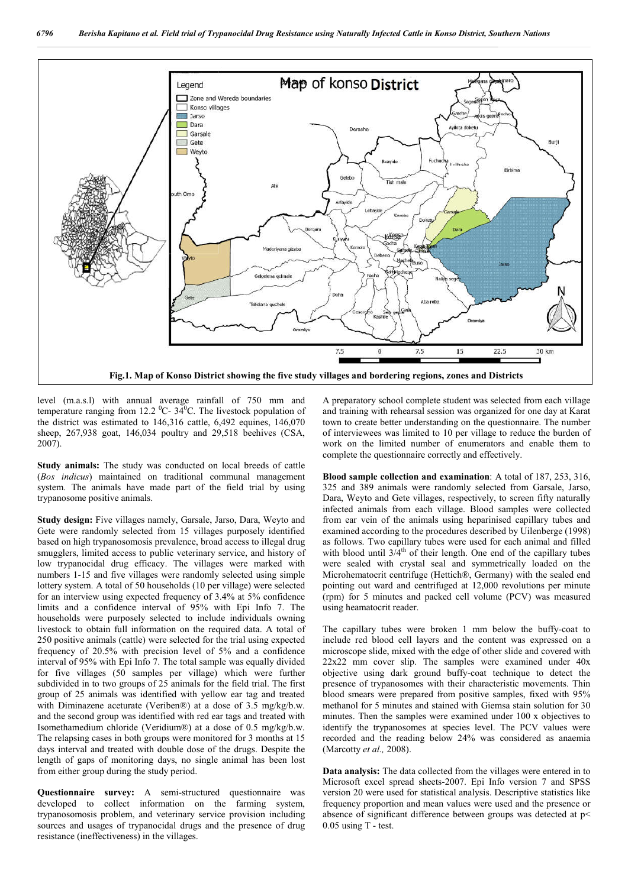Fig.1. Map of Konso District showing the five study villages and bordering regions, zones and Districts

level (m.a.s.l) with annual average rainfall of 750 mm and temperature ranging from 12.2 $^0$C- 34$^0$C. The livestock population of the district was estimated to 146,316 cattle, 6,492 equines, 146,070 sheep, 267,938 goat, 146,034 poultry and 29,518 beehives (CSA, 2007).

**Study animals:** The study was conducted on local breeds of cattle (*Bos indicus*) maintained on traditional communal management system. The animals have made part of the field trial by using trypanosome positive animals.

**Study design:** Five villages namely, Garsale, Jarso, Dara, Weyto and Gete were randomly selected from 15 villages purposely identified based on high trypanosomosis prevalence, broad access to illegal drug smugglers, limited access to public veterinary service, and history of low trypanocidal drug efficacy. The villages were marked with numbers 1-15 and five villages were randomly selected using simple lottery system. A total of 50 households (10 per village) were selected for an interview using expected frequency of 3.4% at 5% confidence limits and a confidence interval of 95% with Epi Info 7. The households were purposely selected to include individuals owning livestock to obtain full information on the required data. A total of 250 positive animals (cattle) were selected for the trial using expected frequency of 20.5% with precision level of 5% and a confidence interval of 95% with Epi Info 7. The total sample was equally divided for five villages (50 samples per village) which were further subdivided in to two groups of 25 animals for the field trial. The first group of 25 animals was identified with yellow ear tag and treated with Diminazene aceturate (Veriben®) at a dose of 3.5 mg/kg/b.w. and the second group was identified with red ear tags and treated with Isomethamedium chloride (Veridium®) at a dose of 0.5 mg/kg/b.w. The relapsing cases in both groups were monitored for 3 months at 15 days interval and treated with double dose of the drugs. Despite the length of gaps of monitoring days, no single animal has been lost from either group during the study period.

**Questionnaire survey:** A semi-structured questionnaire was developed to collect information on the farming system, trypanosomosis problem, and veterinary service provision including sources and usages of trypanocidal drugs and the presence of drug resistance (ineffectiveness) in the villages.

A preparatory school complete student was selected from each village and training with rehearsal session was organized for one day at Karat town to create better understanding on the questionnaire. The number of interviewees was limited to 10 per village to reduce the burden of work on the limited number of enumerators and enable them to complete the questionnaire correctly and effectively.

**Blood sample collection and examination**: A total of 187, 253, 316, 325 and 389 animals were randomly selected from Garsale, Jarso, Dara, Weyto and Gete villages, respectively, to screen fifty naturally infected animals from each village. Blood samples were collected from ear vein of the animals using heparinised capillary tubes and examined according to the procedures described by Uilenberge (1998) as follows. Two capillary tubes were used for each animal and filled with blood until 3/4$^{th}$ of their length. One end of the capillary tubes were sealed with crystal seal and symmetrically loaded on the Microhematocrit centrifuge (Hettich®, Germany) with the sealed end pointing out ward and centrifuged at 12,000 revolutions per minute (rpm) for 5 minutes and packed cell volume (PCV) was measured using heamatocrit reader.

The capillary tubes were broken 1 mm below the buffy-coat to include red blood cell layers and the content was expressed on a microscope slide, mixed with the edge of other slide and covered with 22x22 mm cover slip. The samples were examined under 40x objective using dark ground buffy-coat technique to detect the presence of trypanosomes with their characteristic movements. Thin blood smears were prepared from positive samples, fixed with 95% methanol for 5 minutes and stained with Giemsa stain solution for 30 minutes. Then the samples were examined under 100 x objectives to identify the trypanosomes at species level. The PCV values were recorded and the reading below 24% was considered as anaemia (Marcotty *et al.,* 2008).

**Data analysis:** The data collected from the villages were entered in to Microsoft excel spread sheets-2007. Epi Info version 7 and SPSS version 20 were used for statistical analysis. Descriptive statistics like frequency proportion and mean values were used and the presence or absence of significant difference between groups was detected at $p< 0.05$ using T - test.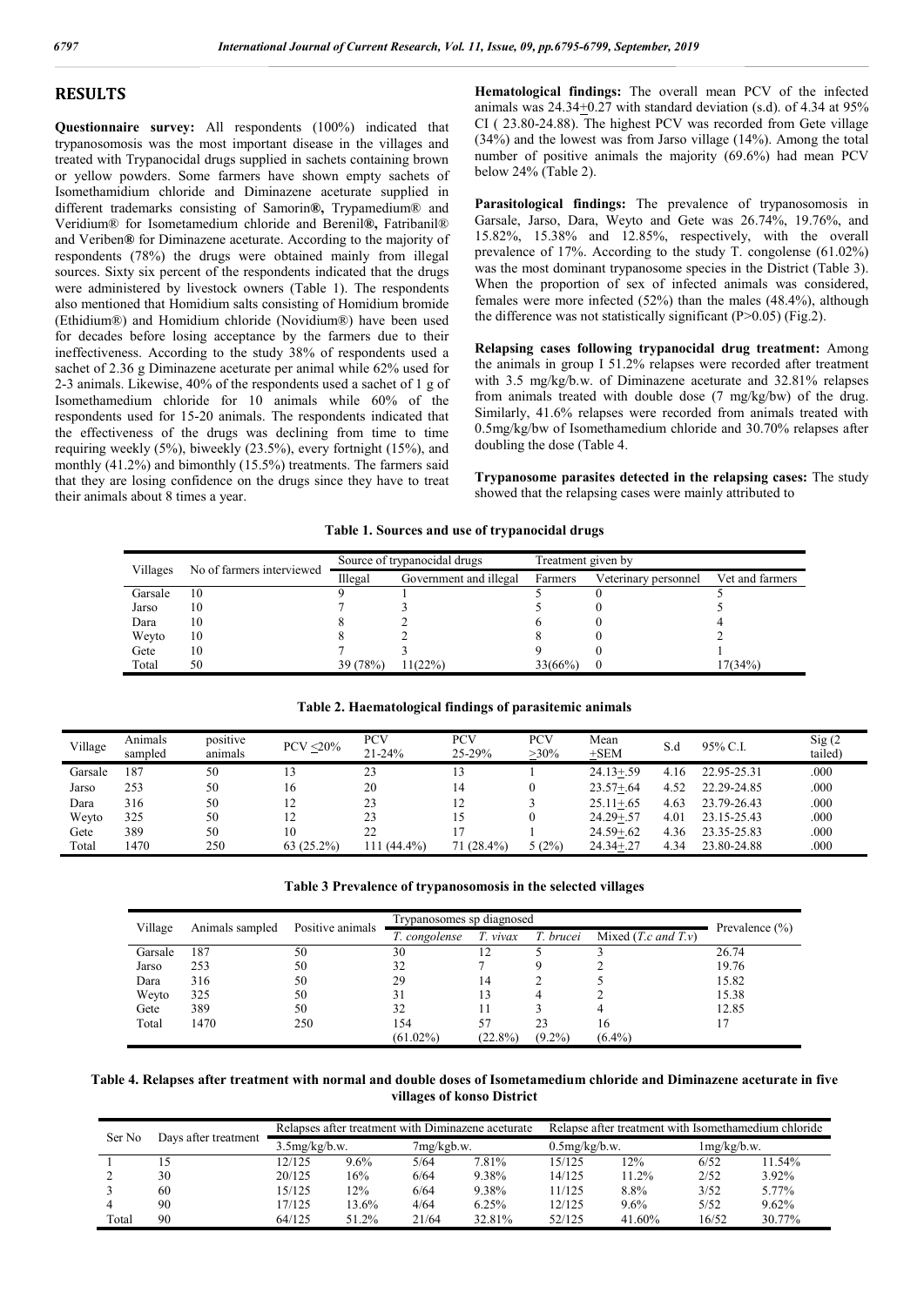## RESULTS

**Questionnaire survey:** All respondents (100%) indicated that trypanosomosis was the most important disease in the villages and treated with Trypanocidal drugs supplied in sachets containing brown or yellow powders. Some farmers have shown empty sachets of Isomethamidium chloride and Diminazene aceturate supplied in different trademarks consisting of Samorin**®,** Trypamedium® and Veridium® for Isometamedium chloride and Berenil**®,** Fatribanil® and Veriben**®** for Diminazene aceturate. According to the majority of respondents (78%) the drugs were obtained mainly from illegal sources. Sixty six percent of the respondents indicated that the drugs were administered by livestock owners (Table 1). The respondents also mentioned that Homidium salts consisting of Homidium bromide (Ethidium®) and Homidium chloride (Novidium®) have been used for decades before losing acceptance by the farmers due to their ineffectiveness. According to the study 38% of respondents used a sachet of 2.36 g Diminazene aceturate per animal while 62% used for 2-3 animals. Likewise, 40% of the respondents used a sachet of 1 g of Isomethamedium chloride for 10 animals while 60% of the respondents used for 15-20 animals. The respondents indicated that the effectiveness of the drugs was declining from time to time requiring weekly (5%), biweekly (23.5%), every fortnight (15%), and monthly (41.2%) and bimonthly (15.5%) treatments. The farmers said that they are losing confidence on the drugs since they have to treat their animals about 8 times a year.

**Hematological findings:** The overall mean PCV of the infected animals was 24.34+0.27 with standard deviation (s.d). of 4.34 at 95% CI ( 23.80-24.88). The highest PCV was recorded from Gete village (34%) and the lowest was from Jarso village (14%). Among the total number of positive animals the majority (69.6%) had mean PCV below 24% (Table 2).

**Parasitological findings:** The prevalence of trypanosomosis in Garsale, Jarso, Dara, Weyto and Gete was 26.74%, 19.76%, and 15.82%, 15.38% and 12.85%, respectively, with the overall prevalence of 17%. According to the study T. congolense (61.02%) was the most dominant trypanosome species in the District (Table 3). When the proportion of sex of infected animals was considered, females were more infected (52%) than the males (48.4%), although the difference was not statistically significant (P>0.05) (Fig.2).

**Relapsing cases following trypanocidal drug treatment:** Among the animals in group I 51.2% relapses were recorded after treatment with 3.5 mg/kg/b.w. of Diminazene aceturate and 32.81% relapses from animals treated with double dose (7 mg/kg/bw) of the drug. Similarly, 41.6% relapses were recorded from animals treated with 0.5mg/kg/bw of Isomethamedium chloride and 30.70% relapses after doubling the dose (Table 4.

**Trypanosome parasites detected in the relapsing cases:** The study showed that the relapsing cases were mainly attributed to

**Table 1. Sources and use of trypanocidal drugs**

| Villages | No of farmers interviewed | Source of trypanocidal drugs | | Treatment given by | | |
|---|---|---|---|---|---|---|
| | | Illegal | Government and illegal | Farmers | Veterinary personnel | Vet and farmers |
| Garsale | 10 | 9 | 1 | 5 | 0 | 5 |
| Jarso | 10 | 7 | 3 | 5 | 0 | 5 |
| Dara | 10 | 8 | 2 | 6 | 0 | 4 |
| Weyto | 10 | 8 | 2 | 8 | 0 | 2 |
| Gete | 10 | 7 | 3 | 9 | 0 | 1 |
| Total | 50 | 39 (78%) | 11(22%) | 33(66%) | 0 | 17(34%) |

**Table 2. Haematological findings of parasitemic animals**

| Village | Animals sampled | positive animals | PCV ≤20% | PCV 21-24% | PCV 25-29% | PCV ≥30% | Mean ±SEM | S.d | 95% C.I. | Sig (2 tailed) |
|---|---|---|---|---|---|---|---|---|---|---|
| Garsale | 187 | 50 | 13 | 23 | 13 | 1 | 24.13±.59 | 4.16 | 22.95-25.31 | .000 |
| Jarso | 253 | 50 | 16 | 20 | 14 | 0 | 23.57±.64 | 4.52 | 22.29-24.85 | .000 |
| Dara | 316 | 50 | 12 | 23 | 12 | 3 | 25.11±.65 | 4.63 | 23.79-26.43 | .000 |
| Weyto | 325 | 50 | 12 | 23 | 15 | 0 | 24.29±.57 | 4.01 | 23.15-25.43 | .000 |
| Gete | 389 | 50 | 10 | 22 | 17 | 1 | 24.59±.62 | 4.36 | 23.35-25.83 | .000 |
| Total | 1470 | 250 | 63 (25.2%) | 111 (44.4%) | 71 (28.4%) | 5 (2%) | 24.34±.27 | 4.34 | 23.80-24.88 | .000 |

**Table 3 Prevalence of trypanosomosis in the selected villages**

| Village | Animals sampled | Positive animals | Trypanosomes sp diagnosed | | | | Prevalence (%) |
|---|---|---|---|---|---|---|---|
| | | | *T. congolense* | *T. vivax* | *T. brucei* | Mixed (*T.c and T.v*) | |
| Garsale | 187 | 50 | 30 | 12 | 5 | 3 | 26.74 |
| Jarso | 253 | 50 | 32 | 7 | 9 | 2 | 19.76 |
| Dara | 316 | 50 | 29 | 14 | 2 | 5 | 15.82 |
| Weyto | 325 | 50 | 31 | 13 | 4 | 2 | 15.38 |
| Gete | 389 | 50 | 32 | 11 | 3 | 4 | 12.85 |
| Total | 1470 | 250 | 154 (61.02%) | 57 (22.8%) | 23 (9.2%) | 16 (6.4%) | 17 |

**Table 4. Relapses after treatment with normal and double doses of Isometamedium chloride and Diminazene aceturate in five villages of konso District**

| Ser No | Days after treatment | Relapses after treatment with Diminazene aceturate | | | | Relapse after treatment with Isomethamedium chloride | | | |
|---|---|---|---|---|---|---|---|---|---|
| | | 3.5mg/kg/b.w. | | 7mg/kgb.w. | | 0.5mg/kg/b.w. | | 1mg/kg/b.w. | |
| 1 | 15 | 12/125 | 9.6% | 5/64 | 7.81% | 15/125 | 12% | 6/52 | 11.54% |
| 2 | 30 | 20/125 | 16% | 6/64 | 9.38% | 14/125 | 11.2% | 2/52 | 3.92% |
| 3 | 60 | 15/125 | 12% | 6/64 | 9.38% | 11/125 | 8.8% | 3/52 | 5.77% |
| 4 | 90 | 17/125 | 13.6% | 4/64 | 6.25% | 12/125 | 9.6% | 5/52 | 9.62% |
| Total | 90 | 64/125 | 51.2% | 21/64 | 32.81% | 52/125 | 41.60% | 16/52 | 30.77% |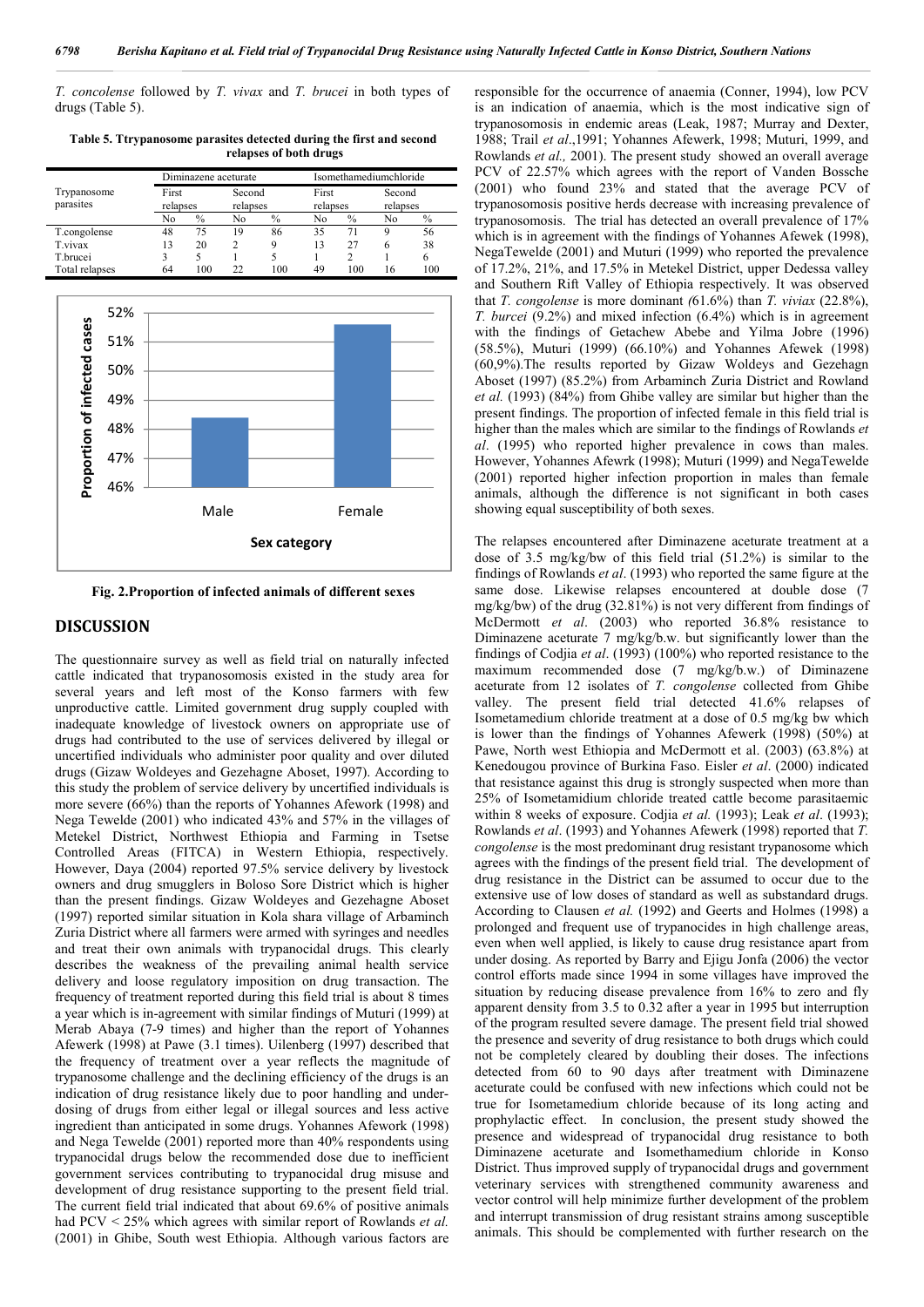*T. concolense* followed by *T. vivax* and *T. brucei* in both types of drugs (Table 5).

**Table 5. Ttrypanosome parasites detected during the first and second relapses of both drugs**

| Trypanosome parasites | Diminazene aceturate | | | | Isomethamediumchloride | | | |
|---|---|---|---|---|---|---|---|---|
| | First relapses | | Second relapses | | First relapses | | Second relapses | |
| | No | % | No | % | No | % | No | % |
| T.congolense | 48 | 75 | 19 | 86 | 35 | 71 | 9 | 56 |
| T.vivax | 13 | 20 | 2 | 9 | 13 | 27 | 6 | 38 |
| T.brucei | 3 | 5 | 1 | 5 | 1 | 2 | 1 | 6 |
| Total relapses | 64 | 100 | 22 | 100 | 49 | 100 | 16 | 100 |

**Fig. 2.Proportion of infected animals of different sexes**

## DISCUSSION

The questionnaire survey as well as field trial on naturally infected cattle indicated that trypanosomosis existed in the study area for several years and left most of the Konso farmers with few unproductive cattle. Limited government drug supply coupled with inadequate knowledge of livestock owners on appropriate use of drugs had contributed to the use of services delivered by illegal or uncertified individuals who administer poor quality and over diluted drugs (Gizaw Woldeyes and Gezahegne Aboset, 1997). According to this study the problem of service delivery by uncertified individuals is more severe (66%) than the reports of Yohannes Afework (1998) and Nega Tewelde (2001) who indicated 43% and 57% in the villages of Metekel District, Northwest Ethiopia and Farming in Tsetse Controlled Areas (FITCA) in Western Ethiopia, respectively. However, Daya (2004) reported 97.5% service delivery by livestock owners and drug smugglers in Boloso Sore District which is higher than the present findings. Gizaw Woldeyes and Gezehagne Aboset (1997) reported similar situation in Kola shara village of Arbaminch Zuria District where all farmers were armed with syringes and needles and treat their own animals with trypanocidal drugs. This clearly describes the weakness of the prevailing animal health service delivery and loose regulatory imposition on drug transaction. The frequency of treatment reported during this field trial is about 8 times a year which is in-agreement with similar findings of Muturi (1999) at Merab Abaya (7-9 times) and higher than the report of Yohannes Afewerk (1998) at Pawe (3.1 times). Uilenberg (1997) described that the frequency of treatment over a year reflects the magnitude of trypanosome challenge and the declining efficiency of the drugs is an indication of drug resistance likely due to poor handling and under-dosing of drugs from either legal or illegal sources and less active ingredient than anticipated in some drugs. Yohannes Afework (1998) and Nega Tewelde (2001) reported more than 40% respondents using trypanocidal drugs below the recommended dose due to inefficient government services contributing to trypanocidal drug misuse and development of drug resistance supporting to the present field trial. The current field trial indicated that about 69.6% of positive animals had PCV < 25% which agrees with similar report of Rowlands *et al.* (2001) in Ghibe, South west Ethiopia. Although various factors are responsible for the occurrence of anaemia (Conner, 1994), low PCV is an indication of anaemia, which is the most indicative sign of trypanosomosis in endemic areas (Leak, 1987; Murray and Dexter, 1988; Trail *et al*.,1991; Yohannes Afewerk, 1998; Muturi, 1999, and Rowlands *et al.,* 2001). The present study showed an overall average PCV of 22.57% which agrees with the report of Vanden Bossche (2001) who found 23% and stated that the average PCV of trypanosomosis positive herds decrease with increasing prevalence of trypanosomosis. The trial has detected an overall prevalence of 17% which is in agreement with the findings of Yohannes Afewek (1998), NegaTewelde (2001) and Muturi (1999) who reported the prevalence of 17.2%, 21%, and 17.5% in Metekel District, upper Dedessa valley and Southern Rift Valley of Ethiopia respectively. It was observed that *T. congolense* is more dominant *(*61.6%) than *T. viviax* (22.8%), *T. burcei* (9.2%) and mixed infection (6.4%) which is in agreement with the findings of Getachew Abebe and Yilma Jobre (1996) (58.5%), Muturi (1999) (66.10%) and Yohannes Afewek (1998) (60,9%).The results reported by Gizaw Woldeys and Gezehagn Aboset (1997) (85.2%) from Arbaminch Zuria District and Rowland *et al.* (1993) (84%) from Ghibe valley are similar but higher than the present findings. The proportion of infected female in this field trial is higher than the males which are similar to the findings of Rowlands *et al*. (1995) who reported higher prevalence in cows than males. However, Yohannes Afewrk (1998); Muturi (1999) and NegaTewelde (2001) reported higher infection proportion in males than female animals, although the difference is not significant in both cases showing equal susceptibility of both sexes.

The relapses encountered after Diminazene aceturate treatment at a dose of 3.5 mg/kg/bw of this field trial (51.2%) is similar to the findings of Rowlands *et al*. (1993) who reported the same figure at the same dose. Likewise relapses encountered at double dose (7 mg/kg/bw) of the drug (32.81%) is not very different from findings of McDermott *et al*. (2003) who reported 36.8% resistance to Diminazene acetuarte 7 mg/kg/b.w. but significantly lower than the findings of Codjia *et al*. (1993) (100%) who reported resistance to the maximum recommended dose (7 mg/kg/b.w.) of Diminazene aceturate from 12 isolates of *T. congolense* collected from Ghibe valley. The present field trial detected 41.6% relapses of Isometamedium chloride treatment at a dose of 0.5 mg/kg bw which is lower than the findings of Yohannes Afewerk (1998) (50%) at Pawe, North west Ethiopia and McDermott et al. (2003) (63.8%) at Kenedougou province of Burkina Faso. Eisler *et al*. (2000) indicated that resistance against this drug is strongly suspected when more than 25% of Isometamidium chloride treated cattle become parasitaemic within 8 weeks of exposure. Codjia *et al.* (1993); Leak *et al*. (1993); Rowlands *et al*. (1993) and Yohannes Afewerk (1998) reported that *T. congolense* is the most predominant drug resistant trypanosome which agrees with the findings of the present field trial. The development of drug resistance in the District can be assumed to occur due to the extensive use of low doses of standard as well as substandard drugs. According to Clausen *et al.* (1992) and Geerts and Holmes (1998) a prolonged and frequent use of trypanocides in high challenge areas, even when well applied, is likely to cause drug resistance apart from under dosing. As reported by Barry and Ejigu Jonfa (2006) the vector control efforts made since 1994 in some villages have improved the situation by reducing disease prevalence from 16% to zero and fly apparent density from 3.5 to 0.32 after a year in 1995 but interruption of the program resulted severe damage. The present field trial showed the presence and severity of drug resistance to both drugs which could not be completely cleared by doubling their doses. The infections detected from 60 to 90 days after treatment with Diminazene aceturate could be confused with new infections which could not be true for Isometamedium chloride because of its long acting and prophylactic effect. In conclusion, the present study showed the presence and widespread of trypanocidal drug resistance to both Diminazene aceturate and Isomethamedium chloride in Konso District. Thus improved supply of trypanocidal drugs and government veterinary services with strengthened community awareness and vector control will help minimize further development of the problem and interrupt transmission of drug resistant strains among susceptible animals. This should be complemented with further research on the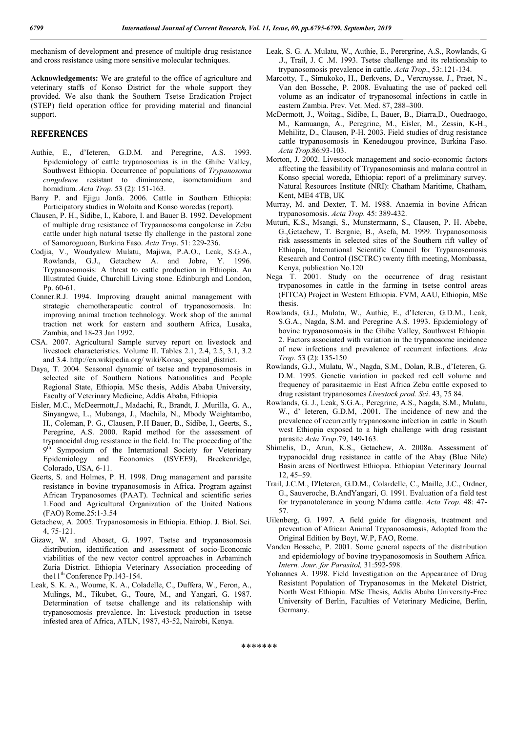mechanism of development and presence of multiple drug resistance and cross resistance using more sensitive molecular techniques.

**Acknowledgements:** We are grateful to the office of agriculture and veterinary staffs of Konso District for the whole support they provided. We also thank the Southern Tsetse Eradication Project (STEP) field operation office for providing material and financial support.

## REFERENCES

Authie, E., d'Ieteren, G.D.M. and Peregrine, A.S. 1993. Epidemiology of cattle trypanosomias is in the Ghibe Valley, Southwest Ethiopia. Occurrence of populations of *Trypanosoma congolense* resistant to diminazene, isometamidium and homidium. *Acta Trop*. 53 (2): 151-163.

Barry P. and Ejigu Jonfa. 2006. Cattle in Southern Ethiopia: Participatory studies in Wolaita and Konso woredas (report).

Clausen, P. H., Sidibe, I., Kabore, I. and Bauer B. 1992. Development of multiple drug resistance of Trypanaosoma congolense in Zebu cattle under high natural tsetse fly challenge in the pastoral zone of Samoroguoan, Burkina Faso. *Acta Trop*. 51: 229-236.

Codjia, V., Woudyalew Mulatu, Majiwa, P.A.O., Leak, S.G.A., Rowlands, G.J., Getachew A. and Jobre, Y. 1996. Trypanosomosis: A threat to cattle production in Ethiopia. An Illustrated Guide, Churchill Living stone. Edinburgh and London, Pp. 60-61.

Conner.R.J. 1994. Improving draught animal management with strategic chemotherapeutic control of trypanosomosis. In: improving animal traction technology. Work shop of the animal traction net work for eastern and southern Africa, Lusaka, Zambia, and 18-23 Jan 1992.

CSA. 2007. Agricultural Sample survey report on livestock and livestock characteristics. Volume II. Tables 2.1, 2.4, 2.5, 3.1, 3.2 and 3.4. http://en.wikipedia.org/ wiki/Konso_ special_district.

Daya, T. 2004. Seasonal dynamic of tsetse and trypanosomosis in selected site of Southern Nations Nationalities and People Regional State, Ethiopia. MSc thesis, Addis Ababa University, Faculty of Veterinary Medicine, Addis Ababa, Ethiopia

Eisler, M.C., McDeermott,J., Madachi, R., Brandt, J. ,Murilla, G. A., Sinyangwe, L., Mubanga, J., Machila, N., Mbody Weightambo, H., Coleman, P. G., Clausen, P.H Bauer, B., Sidibe, I., Geerts, S., Peregrine, A.S. 2000. Rapid method for the assessment of trypanocidal drug resistance in the field. In: The proceeding of the 9[th] Symposium of the International Society for Veterinary Epidemiology and Economics (ISVEE9), Breekenridge, Colorado, USA, 6-11.

Geerts, S. and Holmes, P. H. 1998. Drug management and parasite resistance in bovine trypanosomosis in Africa. Program against African Trypanosomes (PAAT). Technical and scientific series 1.Food and Agricultural Organization of the United Nations (FAO) Rome.25:1-3.54

Getachew, A. 2005. Trypanosomosis in Ethiopia. Ethiop. J. Biol. Sci. 4, 75-121.

Gizaw, W. and Aboset, G. 1997. Tsetse and trypanosomosis distribution, identification and assessment of socio-Economic viabilities of the new vector control approaches in Arbaminch Zuria District. Ethiopia Veterinary Association proceeding of the11[th] Conference Pp.143-154.

Leak, S. K. A., Woume, K. A., Coladelle, C., Duffera, W., Feron, A., Mulings, M., Tikubet, G., Toure, M., and Yangari, G. 1987. Determination of tsetse challenge and its relationship with trypanosomosis prevalence. In: Livestock production in tsetse infested area of Africa, ATLN, 1987, 43-52, Nairobi, Kenya.

Leak, S. G. A. Mulatu, W., Authie, E., Perergrine, A.S., Rowlands, G .J., Trail, J. C .M. 1993. Tsetse challenge and its relationship to trypanosomosis prevalence in cattle. *Acta Trop*., 53:.121-134.

Marcotty, T., Simukoko, H., Berkvens, D., Vercruysse, J., Praet, N., Van den Bossche, P. 2008. Evaluating the use of packed cell volume as an indicator of trypanosomal infections in cattle in eastern Zambia. Prev. Vet. Med. 87, 288–300.

McDermott, J., Woitag., Sidibe, I., Bauer, B., Diarra,D., Ouedraogo, M., Kamuanga, A., Peregrine, M., Eisler, M., Zessin, K-H., Mehilitz, D., Clausen, P-H. 2003. Field studies of drug resistance cattle trypanosomosis in Kenedougou province, Burkina Faso. *Acta Trop*.86:93-103.

Morton, J. 2002. Livestock management and socio-economic factors affecting the feasibility of Trypanosomiasis and malaria control in Konso special woreda, Ethiopia: report of a preliminary survey. Natural Resources Institute (NRI): Chatham Maritime, Chatham, Kent, ME4 4TB, UK

Murray, M. and Dexter, T. M. 1988. Anaemia in bovine African trypanosomosis. *Acta Trop.* 45: 389-432.

Muturi, K.S., Msangi, S., Munstermann, S., Clausen, P. H. Abebe, G.,Getachew, T. Bergnie, B., Asefa, M. 1999. Trypanosomosis risk assessments in selected sites of the Southern rift valley of Ethiopia, International Scientific Council for Trypanosomosis Research and Control (ISCTRC) twenty fifth meeting, Mombassa, Kenya, publication No.120

Nega T. 2001. Study on the occurrence of drug resistant trypanosomes in cattle in the farming in tsetse control areas (FITCA) Project in Western Ethiopia. FVM, AAU, Ethiopia, MSc thesis.

Rowlands, G.J., Mulatu, W., Authie, E., d'Ieteren, G.D.M., Leak, S.G.A., Nagda, S.M. and Peregrine A.S. 1993. Epidemiology of bovine trypanosomosis in the Ghibe Valley, Southwest Ethiopia. 2. Factors associated with variation in the trypanosome incidence of new infections and prevalence of recurrent infections. *Acta Trop.* 53 (2): 135-150

Rowlands, G.J., Mulatu, W., Nagda, S.M., Dolan, R.B., d'Ieteren, G. D.M. 1995. Genetic variation in packed red cell volume and frequency of parasitaemic in East Africa Zebu cattle exposed to drug resistant trypanosomes *Livestock prod. Sci*. 43, 75 84.

Rowlands, G. J., Leak, S.G.A., Peregrine, A.S., Nagda, S.M., Mulatu, W., d' Ieteren, G.D.M, .2001. The incidence of new and the prevalence of recurrently trypanosome infection in cattle in South west Ethiopia exposed to a high challenge with drug resistant parasite *Acta Trop*.79, 149-163.

Shimelis, D., Arun, K.S., Getachew, A. 2008a. Assessment of trypanocidal drug resistance in cattle of the Abay (Blue Nile) Basin areas of Northwest Ethiopia. Ethiopian Veterinary Journal 12, 45–59.

Trail, J.C.M., D'Ieteren, G.D.M., Colardelle, C., Maille, J.C., Ordner, G., Sauveroche, B.AndYangari, G. 1991. Evaluation of a field test for trypanotolerance in young N'dama cattle. *Acta Trop.* 48: 47-57.

Uilenberg, G. 1997. A field guide for diagnosis, treatment and prevention of African Animal Trypanosomosis, Adopted from the Original Edition by Boyt, W.P, FAO, Rome.

Vanden Bossche, P. 2001. Some general aspects of the distribution and epidemiology of bovine tryypanosomosis in Southern Africa. *Intern. Jour. for Parasitol,* 31:592-598.

Yohannes A. 1998. Field Investigation on the Appearance of Drug Resistant Population of Trypanosomes in the Meketel District, North West Ethiopia. MSc Thesis, Addis Ababa University-Free University of Berlin, Faculties of Veterinary Medicine, Berlin, Germany.

*******